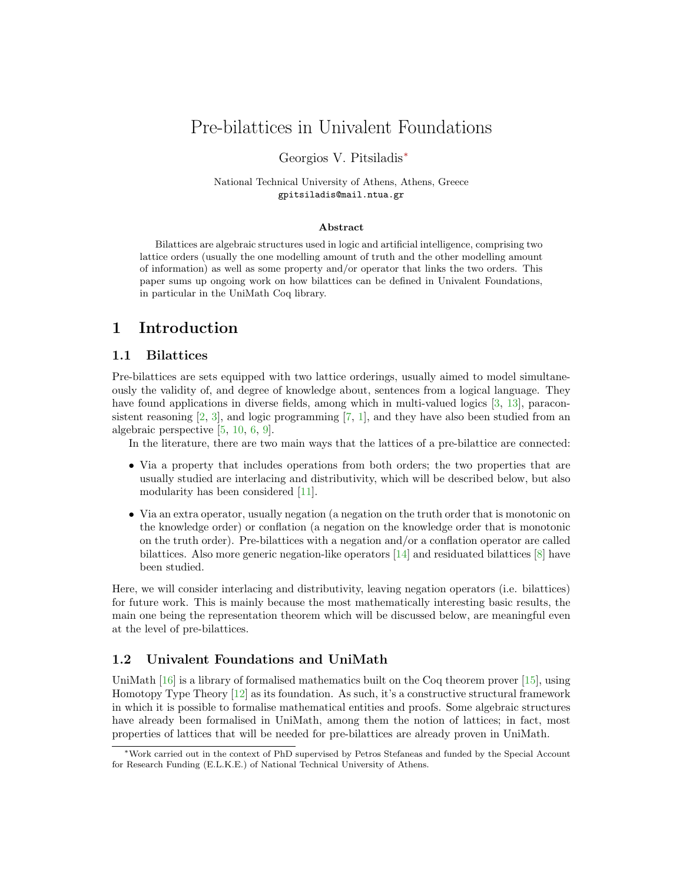# Pre-bilattices in Univalent Foundations

Georgios V. Pitsiladis*

National Technical University of Athens, Athens, Greece
gpitsiladis@mail.ntua.gr

**Abstract**

Bilattices are algebraic structures used in logic and artificial intelligence, comprising two lattice orders (usually the one modelling amount of truth and the other modelling amount of information) as well as some property and/or operator that links the two orders. This paper sums up ongoing work on how bilattices can be defined in Univalent Foundations, in particular in the UniMath Coq library.

## 1 Introduction

### 1.1 Bilattices

Pre-bilattices are sets equipped with two lattice orderings, usually aimed to model simultaneously the validity of, and degree of knowledge about, sentences from a logical language. They have found applications in diverse fields, among which in multi-valued logics [3, 13], paraconsistent reasoning [2, 3], and logic programming [7, 1], and they have also been studied from an algebraic perspective [5, 10, 6, 9].

In the literature, there are two main ways that the lattices of a pre-bilattice are connected:

- Via a property that includes operations from both orders; the two properties that are usually studied are interlacing and distributivity, which will be described below, but also modularity has been considered [11].
- Via an extra operator, usually negation (a negation on the truth order that is monotonic on the knowledge order) or conflation (a negation on the knowledge order that is monotonic on the truth order). Pre-bilattices with a negation and/or a conflation operator are called bilattices. Also more generic negation-like operators [14] and residuated bilattices [8] have been studied.

Here, we will consider interlacing and distributivity, leaving negation operators (i.e. bilattices) for future work. This is mainly because the most mathematically interesting basic results, the main one being the representation theorem which will be discussed below, are meaningful even at the level of pre-bilattices.

### 1.2 Univalent Foundations and UniMath

UniMath [16] is a library of formalised mathematics built on the Coq theorem prover [15], using Homotopy Type Theory [12] as its foundation. As such, it's a constructive structural framework in which it is possible to formalise mathematical entities and proofs. Some algebraic structures have already been formalised in UniMath, among them the notion of lattices; in fact, most properties of lattices that will be needed for pre-bilattices are already proven in UniMath.

*Work carried out in the context of PhD supervised by Petros Stefaneas and funded by the Special Account for Research Funding (E.L.K.E.) of National Technical University of Athens.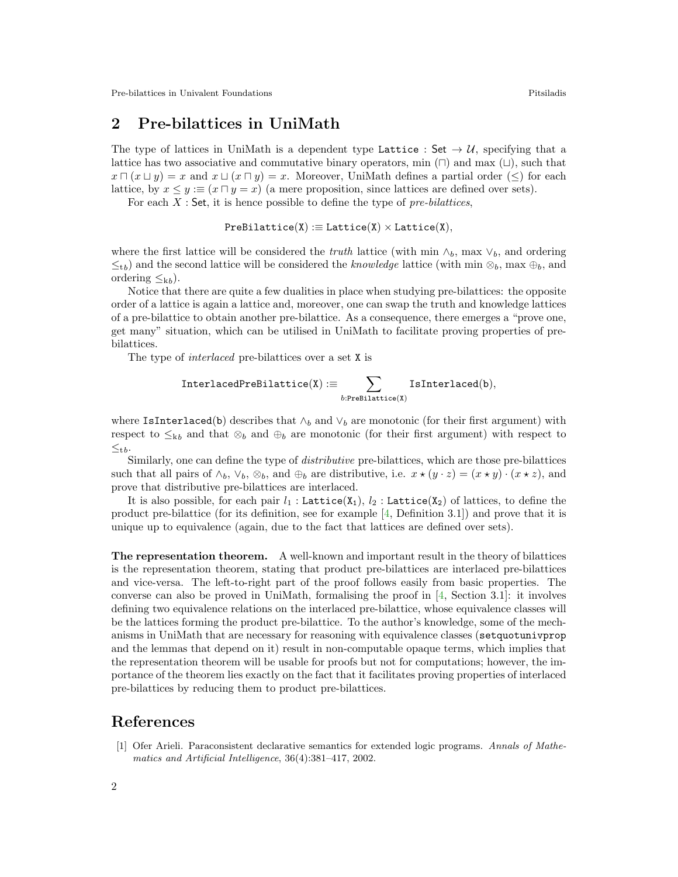## 2 Pre-bilattices in UniMath

The type of lattices in UniMath is a dependent type $\texttt{Lattice} : \mathsf{Set} \to \mathcal{U}$, specifying that a lattice has two associative and commutative binary operators, min ($\sqcap$) and max ($\sqcup$), such that $x \sqcap (x \sqcup y) = x$ and $x \sqcup (x \sqcap y) = x$. Moreover, UniMath defines a partial order ($\leq$) for each lattice, by $x \leq y :\equiv (x \sqcap y = x)$ (a mere proposition, since lattices are defined over sets).

For each $X : \mathsf{Set}$, it is hence possible to define the type of *pre-bilattices*,

$$\texttt{PreBilattice(X)} :\equiv \texttt{Lattice(X)} \times \texttt{Lattice(X)},$$

where the first lattice will be considered the *truth* lattice (with min $\wedge_b$, max $\vee_b$, and ordering $\leq_{tb}$) and the second lattice will be considered the *knowledge* lattice (with min $\otimes_b$, max $\oplus_b$, and ordering $\leq_{kb}$).

Notice that there are quite a few dualities in place when studying pre-bilattices: the opposite order of a lattice is again a lattice and, moreover, one can swap the truth and knowledge lattices of a pre-bilattice to obtain another pre-bilattice. As a consequence, there emerges a "prove one, get many" situation, which can be utilised in UniMath to facilitate proving properties of pre-bilattices.

The type of *interlaced* pre-bilattices over a set X is

$$\texttt{InterlacedPreBilattice(X)} :\equiv \sum_{b:\texttt{PreBilattice(X)}} \texttt{IsInterlaced(b)},$$

where IsInterlaced(b) describes that $\wedge_b$ and $\vee_b$ are monotonic (for their first argument) with respect to $\leq_{kb}$ and that $\otimes_b$ and $\oplus_b$ are monotonic (for their first argument) with respect to $\leq_{tb}$.

Similarly, one can define the type of *distributive* pre-bilattices, which are those pre-bilattices such that all pairs of $\wedge_b$, $\vee_b$, $\otimes_b$, and $\oplus_b$ are distributive, i.e. $x \star (y \cdot z) = (x \star y) \cdot (x \star z)$, and prove that distributive pre-bilattices are interlaced.

It is also possible, for each pair $l_1 : \texttt{Lattice}(\texttt{X}_1)$, $l_2 : \texttt{Lattice}(\texttt{X}_2)$ of lattices, to define the product pre-bilattice (for its definition, see for example [4, Definition 3.1]) and prove that it is unique up to equivalence (again, due to the fact that lattices are defined over sets).

**The representation theorem.** A well-known and important result in the theory of bilattices is the representation theorem, stating that product pre-bilattices are interlaced pre-bilattices and vice-versa. The left-to-right part of the proof follows easily from basic properties. The converse can also be proved in UniMath, formalising the proof in [4, Section 3.1]: it involves defining two equivalence relations on the interlaced pre-bilattice, whose equivalence classes will be the lattices forming the product pre-bilattice. To the author's knowledge, some of the mechanisms in UniMath that are necessary for reasoning with equivalence classes (setquotunivprop and the lemmas that depend on it) result in non-computable opaque terms, which implies that the representation theorem will be usable for proofs but not for computations; however, the importance of the theorem lies exactly on the fact that it facilitates proving properties of interlaced pre-bilattices by reducing them to product pre-bilattices.

## References

[1] Ofer Arieli. Paraconsistent declarative semantics for extended logic programs. *Annals of Mathematics and Artificial Intelligence*, 36(4):381–417, 2002.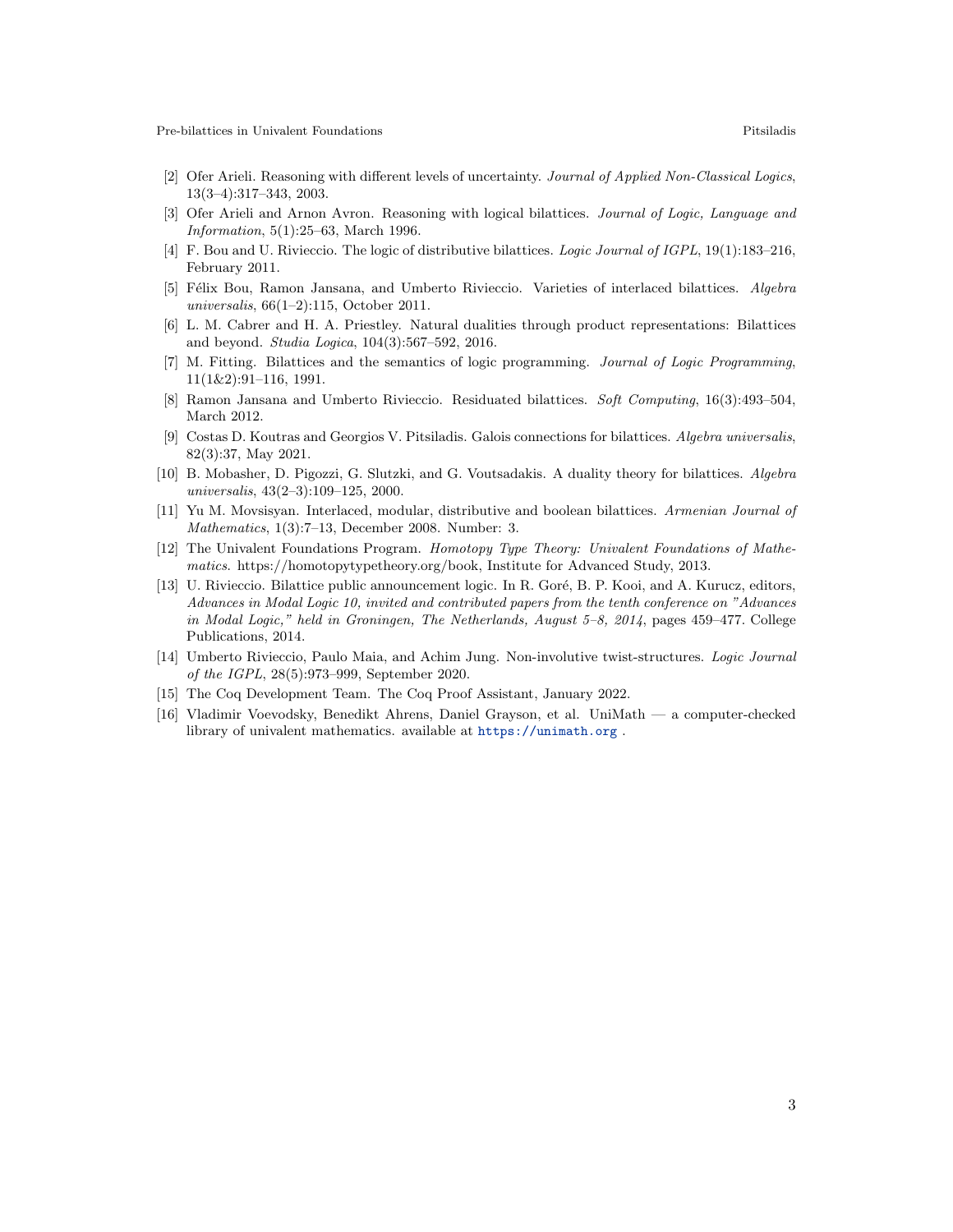[2] Ofer Arieli. Reasoning with different levels of uncertainty. *Journal of Applied Non-Classical Logics*, 13(3–4):317–343, 2003.

[3] Ofer Arieli and Arnon Avron. Reasoning with logical bilattices. *Journal of Logic, Language and Information*, 5(1):25–63, March 1996.

[4] F. Bou and U. Rivieccio. The logic of distributive bilattices. *Logic Journal of IGPL*, 19(1):183–216, February 2011.

[5] Félix Bou, Ramon Jansana, and Umberto Rivieccio. Varieties of interlaced bilattices. *Algebra universalis*, 66(1–2):115, October 2011.

[6] L. M. Cabrer and H. A. Priestley. Natural dualities through product representations: Bilattices and beyond. *Studia Logica*, 104(3):567–592, 2016.

[7] M. Fitting. Bilattices and the semantics of logic programming. *Journal of Logic Programming*, 11(1&2):91–116, 1991.

[8] Ramon Jansana and Umberto Rivieccio. Residuated bilattices. *Soft Computing*, 16(3):493–504, March 2012.

[9] Costas D. Koutras and Georgios V. Pitsiladis. Galois connections for bilattices. *Algebra universalis*, 82(3):37, May 2021.

[10] B. Mobasher, D. Pigozzi, G. Slutzki, and G. Voutsadakis. A duality theory for bilattices. *Algebra universalis*, 43(2–3):109–125, 2000.

[11] Yu M. Movsisyan. Interlaced, modular, distributive and boolean bilattices. *Armenian Journal of Mathematics*, 1(3):7–13, December 2008. Number: 3.

[12] The Univalent Foundations Program. *Homotopy Type Theory: Univalent Foundations of Mathematics*. https://homotopytypetheory.org/book, Institute for Advanced Study, 2013.

[13] U. Rivieccio. Bilattice public announcement logic. In R. Goré, B. P. Kooi, and A. Kurucz, editors, *Advances in Modal Logic 10, invited and contributed papers from the tenth conference on "Advances in Modal Logic," held in Groningen, The Netherlands, August 5–8, 2014*, pages 459–477. College Publications, 2014.

[14] Umberto Rivieccio, Paulo Maia, and Achim Jung. Non-involutive twist-structures. *Logic Journal of the IGPL*, 28(5):973–999, September 2020.

[15] The Coq Development Team. The Coq Proof Assistant, January 2022.

[16] Vladimir Voevodsky, Benedikt Ahrens, Daniel Grayson, et al. UniMath — a computer-checked library of univalent mathematics. available at https://unimath.org .